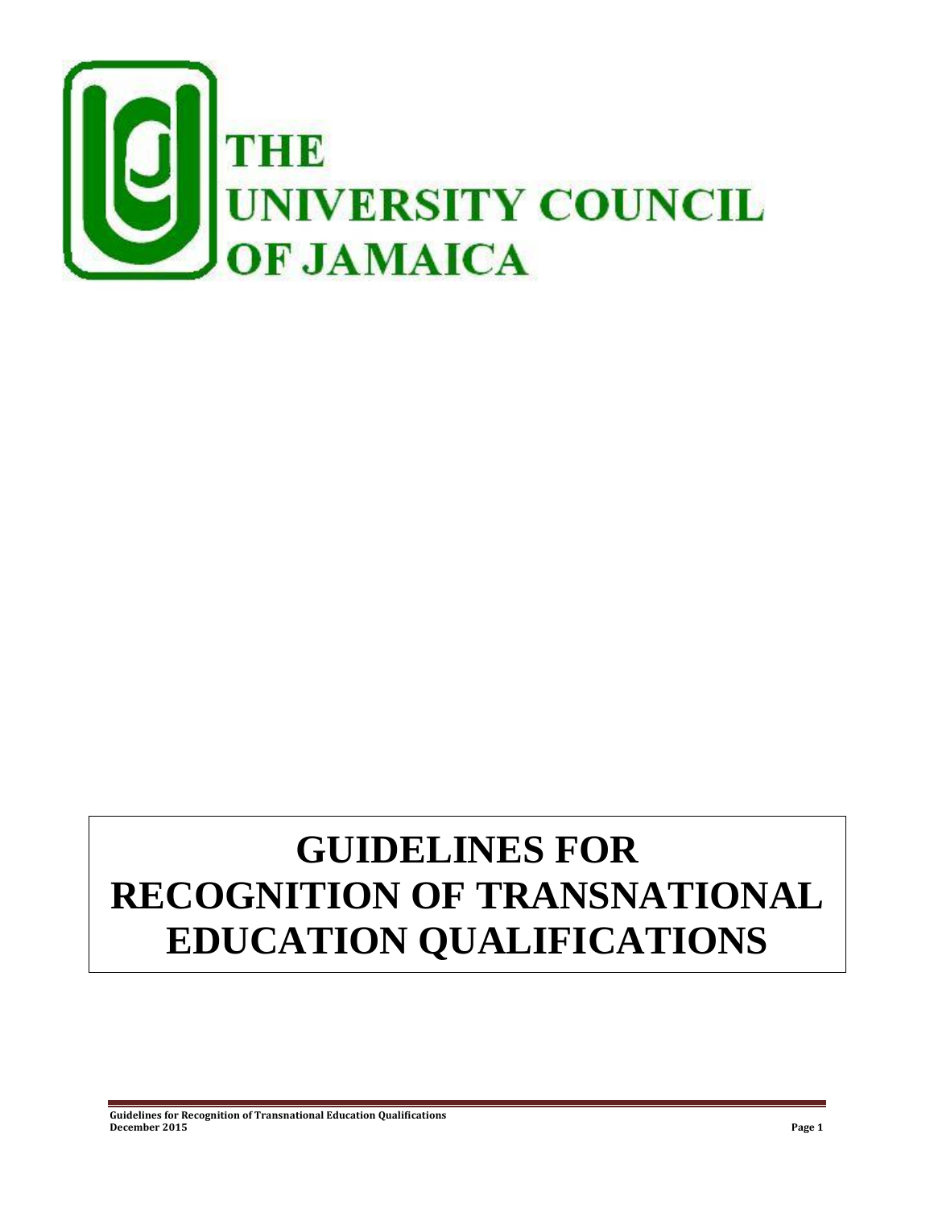THE
UNIVERSITY COUNCIL
OF JAMAICA

# GUIDELINES FOR RECOGNITION OF TRANSNATIONAL EDUCATION QUALIFICATIONS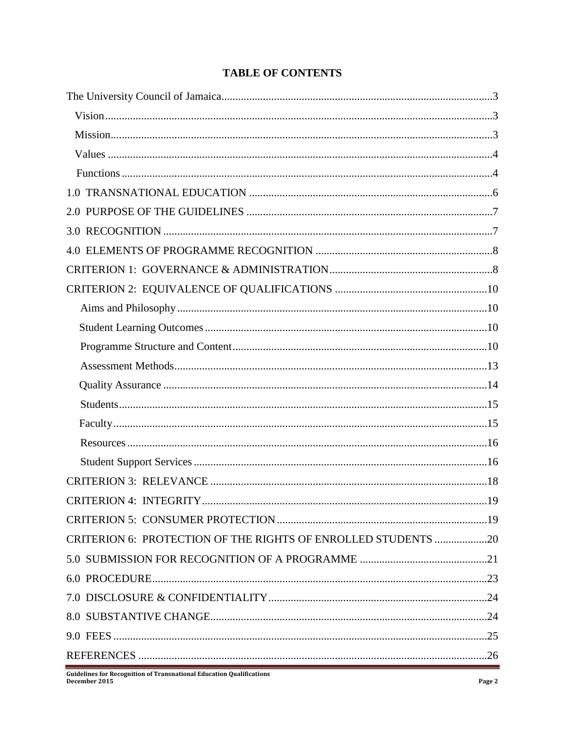# TABLE OF CONTENTS

The University Council of Jamaica....3
- Vision....3
- Mission....3
- Values....4
- Functions....4

1.0 TRANSNATIONAL EDUCATION....6

2.0 PURPOSE OF THE GUIDELINES....7

3.0 RECOGNITION....7

4.0 ELEMENTS OF PROGRAMME RECOGNITION....8

CRITERION 1: GOVERNANCE & ADMINISTRATION....8

CRITERION 2: EQUIVALENCE OF QUALIFICATIONS....10
- Aims and Philosophy....10
- Student Learning Outcomes....10
- Programme Structure and Content....10
- Assessment Methods....13
- Quality Assurance....14
- Students....15
- Faculty....15
- Resources....16
- Student Support Services....16

CRITERION 3: RELEVANCE....18

CRITERION 4: INTEGRITY....19

CRITERION 5: CONSUMER PROTECTION....19

CRITERION 6: PROTECTION OF THE RIGHTS OF ENROLLED STUDENTS....20

5.0 SUBMISSION FOR RECOGNITION OF A PROGRAMME....21

6.0 PROCEDURE....23

7.0 DISCLOSURE & CONFIDENTIALITY....24

8.0 SUBSTANTIVE CHANGE....24

9.0 FEES....25

REFERENCES....26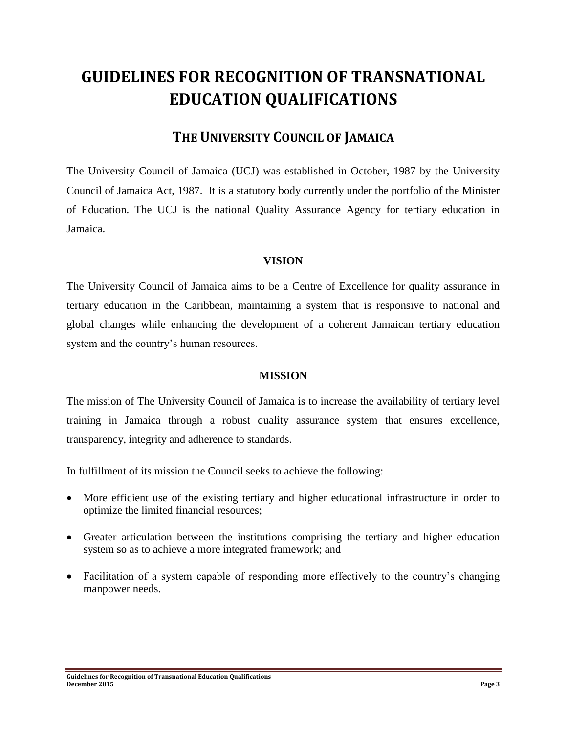# GUIDELINES FOR RECOGNITION OF TRANSNATIONAL EDUCATION QUALIFICATIONS

## THE UNIVERSITY COUNCIL OF JAMAICA

The University Council of Jamaica (UCJ) was established in October, 1987 by the University Council of Jamaica Act, 1987. It is a statutory body currently under the portfolio of the Minister of Education. The UCJ is the national Quality Assurance Agency for tertiary education in Jamaica.

### VISION

The University Council of Jamaica aims to be a Centre of Excellence for quality assurance in tertiary education in the Caribbean, maintaining a system that is responsive to national and global changes while enhancing the development of a coherent Jamaican tertiary education system and the country's human resources.

### MISSION

The mission of The University Council of Jamaica is to increase the availability of tertiary level training in Jamaica through a robust quality assurance system that ensures excellence, transparency, integrity and adherence to standards.

In fulfillment of its mission the Council seeks to achieve the following:

- More efficient use of the existing tertiary and higher educational infrastructure in order to optimize the limited financial resources;
- Greater articulation between the institutions comprising the tertiary and higher education system so as to achieve a more integrated framework; and
- Facilitation of a system capable of responding more effectively to the country's changing manpower needs.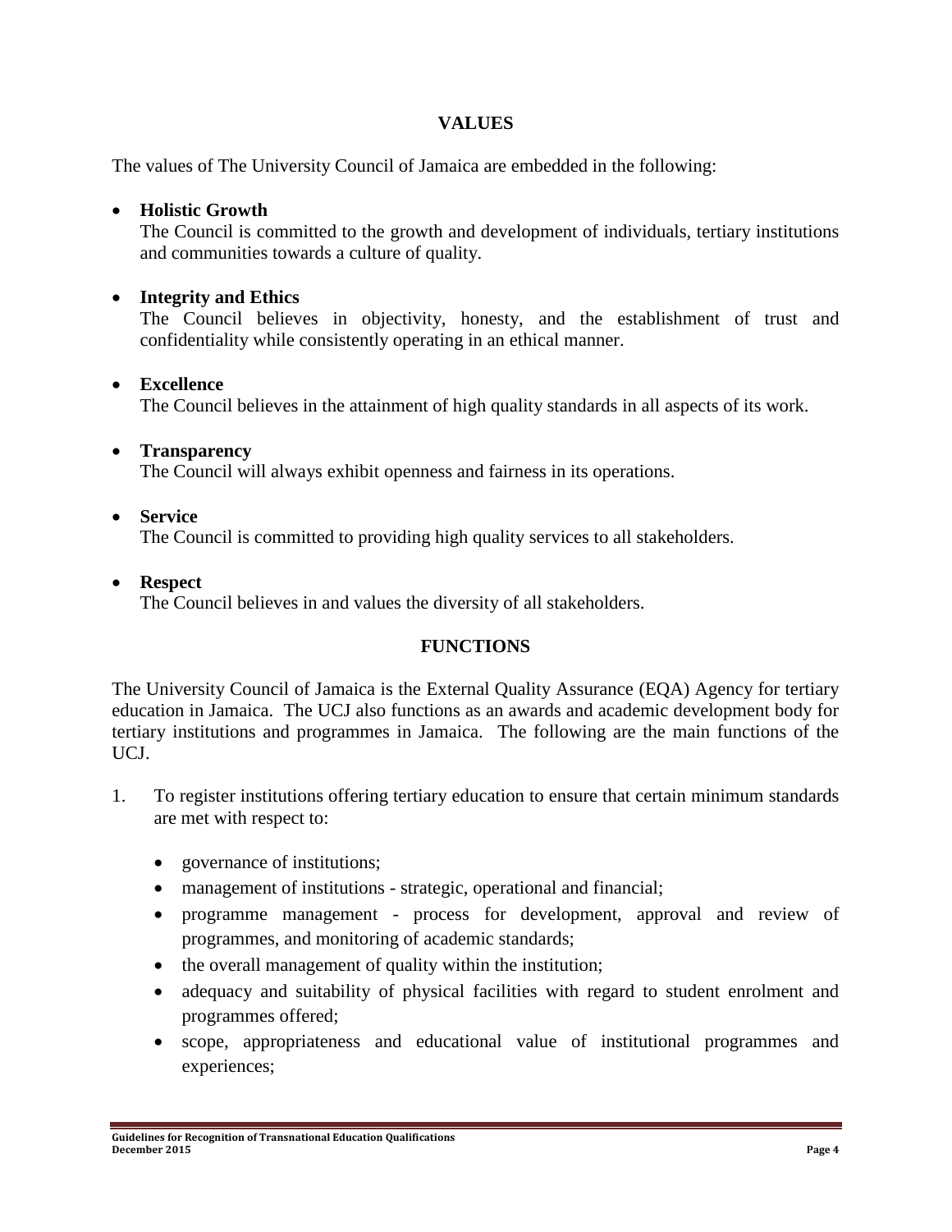## VALUES

The values of The University Council of Jamaica are embedded in the following:

- **Holistic Growth**
  The Council is committed to the growth and development of individuals, tertiary institutions and communities towards a culture of quality.

- **Integrity and Ethics**
  The Council believes in objectivity, honesty, and the establishment of trust and confidentiality while consistently operating in an ethical manner.

- **Excellence**
  The Council believes in the attainment of high quality standards in all aspects of its work.

- **Transparency**
  The Council will always exhibit openness and fairness in its operations.

- **Service**
  The Council is committed to providing high quality services to all stakeholders.

- **Respect**
  The Council believes in and values the diversity of all stakeholders.

## FUNCTIONS

The University Council of Jamaica is the External Quality Assurance (EQA) Agency for tertiary education in Jamaica. The UCJ also functions as an awards and academic development body for tertiary institutions and programmes in Jamaica. The following are the main functions of the UCJ.

1. To register institutions offering tertiary education to ensure that certain minimum standards are met with respect to:

   - governance of institutions;
   - management of institutions - strategic, operational and financial;
   - programme management - process for development, approval and review of programmes, and monitoring of academic standards;
   - the overall management of quality within the institution;
   - adequacy and suitability of physical facilities with regard to student enrolment and programmes offered;
   - scope, appropriateness and educational value of institutional programmes and experiences;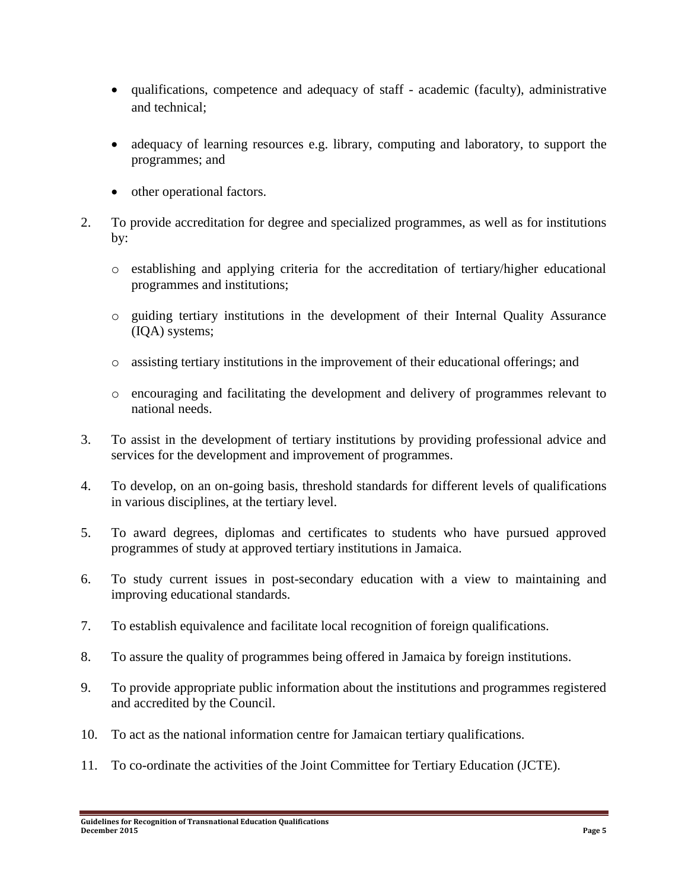- qualifications, competence and adequacy of staff - academic (faculty), administrative and technical;

- adequacy of learning resources e.g. library, computing and laboratory, to support the programmes; and

- other operational factors.

2. To provide accreditation for degree and specialized programmes, as well as for institutions by:

    - establishing and applying criteria for the accreditation of tertiary/higher educational programmes and institutions;

    - guiding tertiary institutions in the development of their Internal Quality Assurance (IQA) systems;

    - assisting tertiary institutions in the improvement of their educational offerings; and

    - encouraging and facilitating the development and delivery of programmes relevant to national needs.

3. To assist in the development of tertiary institutions by providing professional advice and services for the development and improvement of programmes.

4. To develop, on an on-going basis, threshold standards for different levels of qualifications in various disciplines, at the tertiary level.

5. To award degrees, diplomas and certificates to students who have pursued approved programmes of study at approved tertiary institutions in Jamaica.

6. To study current issues in post-secondary education with a view to maintaining and improving educational standards.

7. To establish equivalence and facilitate local recognition of foreign qualifications.

8. To assure the quality of programmes being offered in Jamaica by foreign institutions.

9. To provide appropriate public information about the institutions and programmes registered and accredited by the Council.

10. To act as the national information centre for Jamaican tertiary qualifications.

11. To co-ordinate the activities of the Joint Committee for Tertiary Education (JCTE).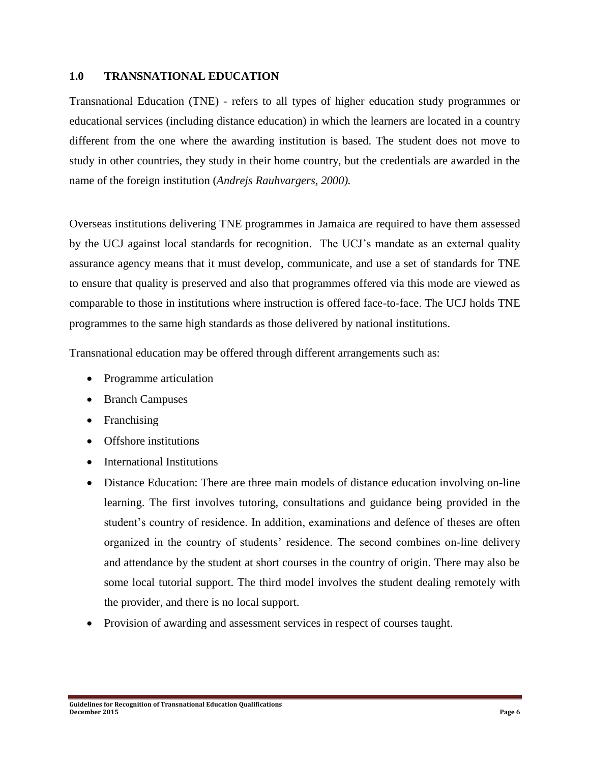# 1.0 TRANSNATIONAL EDUCATION

Transnational Education (TNE) - refers to all types of higher education study programmes or educational services (including distance education) in which the learners are located in a country different from the one where the awarding institution is based. The student does not move to study in other countries, they study in their home country, but the credentials are awarded in the name of the foreign institution (*Andrejs Rauhvargers, 2000).*

Overseas institutions delivering TNE programmes in Jamaica are required to have them assessed by the UCJ against local standards for recognition. The UCJ's mandate as an external quality assurance agency means that it must develop, communicate, and use a set of standards for TNE to ensure that quality is preserved and also that programmes offered via this mode are viewed as comparable to those in institutions where instruction is offered face-to-face. The UCJ holds TNE programmes to the same high standards as those delivered by national institutions.

Transnational education may be offered through different arrangements such as:

- Programme articulation
- Branch Campuses
- Franchising
- Offshore institutions
- International Institutions
- Distance Education: There are three main models of distance education involving on-line learning. The first involves tutoring, consultations and guidance being provided in the student's country of residence. In addition, examinations and defence of theses are often organized in the country of students' residence. The second combines on-line delivery and attendance by the student at short courses in the country of origin. There may also be some local tutorial support. The third model involves the student dealing remotely with the provider, and there is no local support.
- Provision of awarding and assessment services in respect of courses taught.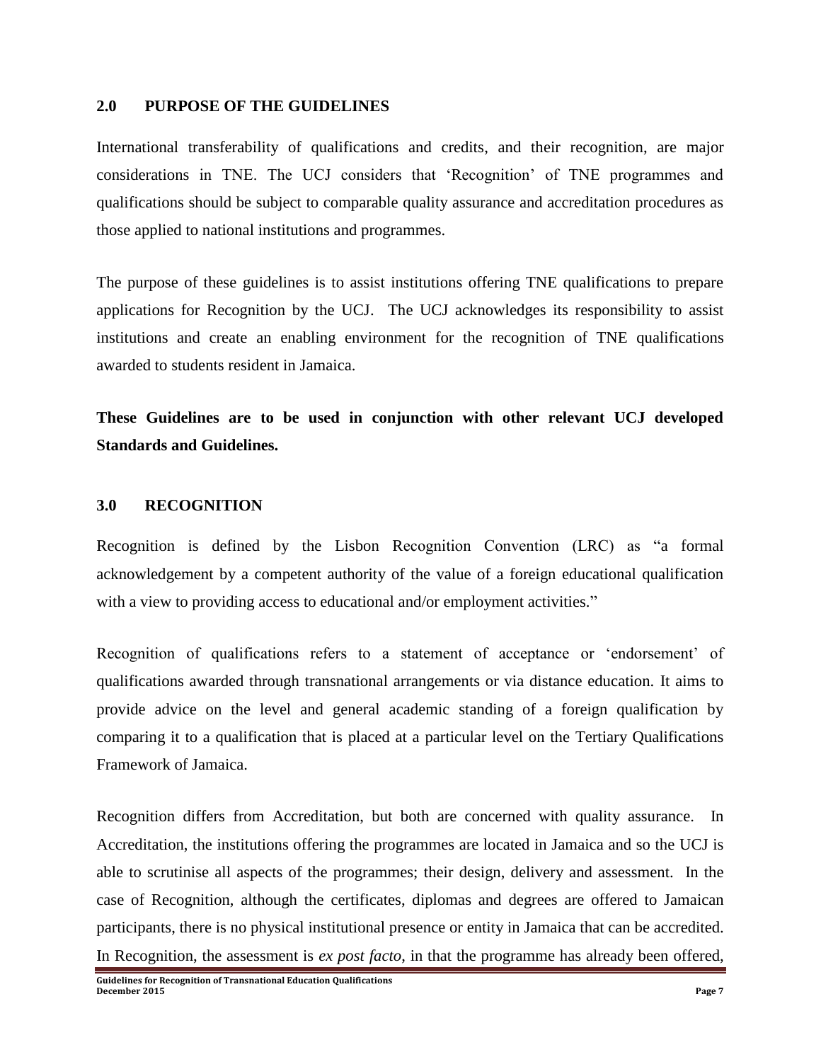## 2.0 PURPOSE OF THE GUIDELINES

International transferability of qualifications and credits, and their recognition, are major considerations in TNE. The UCJ considers that 'Recognition' of TNE programmes and qualifications should be subject to comparable quality assurance and accreditation procedures as those applied to national institutions and programmes.

The purpose of these guidelines is to assist institutions offering TNE qualifications to prepare applications for Recognition by the UCJ. The UCJ acknowledges its responsibility to assist institutions and create an enabling environment for the recognition of TNE qualifications awarded to students resident in Jamaica.

**These Guidelines are to be used in conjunction with other relevant UCJ developed Standards and Guidelines.**

## 3.0 RECOGNITION

Recognition is defined by the Lisbon Recognition Convention (LRC) as "a formal acknowledgement by a competent authority of the value of a foreign educational qualification with a view to providing access to educational and/or employment activities."

Recognition of qualifications refers to a statement of acceptance or 'endorsement' of qualifications awarded through transnational arrangements or via distance education. It aims to provide advice on the level and general academic standing of a foreign qualification by comparing it to a qualification that is placed at a particular level on the Tertiary Qualifications Framework of Jamaica.

Recognition differs from Accreditation, but both are concerned with quality assurance. In Accreditation, the institutions offering the programmes are located in Jamaica and so the UCJ is able to scrutinise all aspects of the programmes; their design, delivery and assessment. In the case of Recognition, although the certificates, diplomas and degrees are offered to Jamaican participants, there is no physical institutional presence or entity in Jamaica that can be accredited. In Recognition, the assessment is *ex post facto*, in that the programme has already been offered,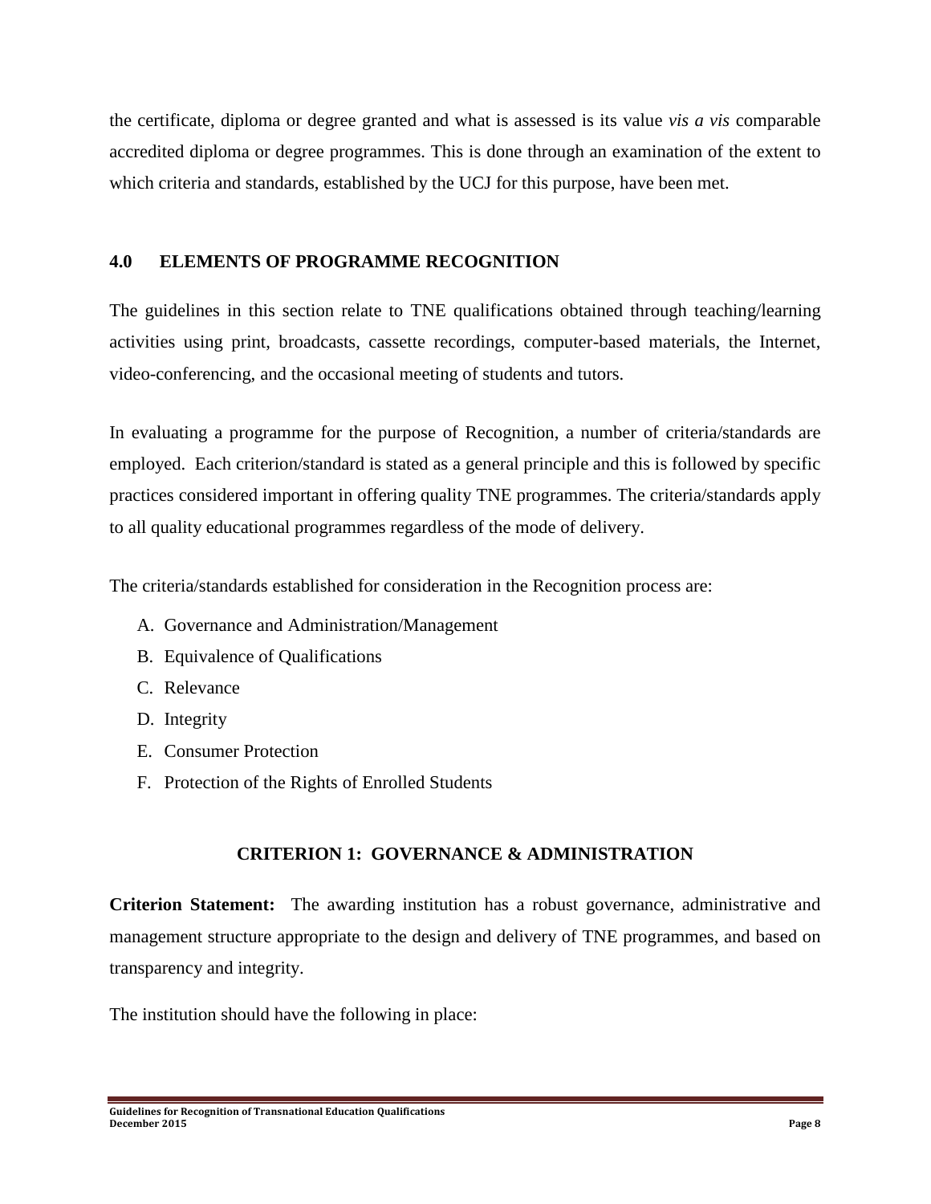the certificate, diploma or degree granted and what is assessed is its value *vis a vis* comparable accredited diploma or degree programmes. This is done through an examination of the extent to which criteria and standards, established by the UCJ for this purpose, have been met.

## 4.0 ELEMENTS OF PROGRAMME RECOGNITION

The guidelines in this section relate to TNE qualifications obtained through teaching/learning activities using print, broadcasts, cassette recordings, computer-based materials, the Internet, video-conferencing, and the occasional meeting of students and tutors.

In evaluating a programme for the purpose of Recognition, a number of criteria/standards are employed. Each criterion/standard is stated as a general principle and this is followed by specific practices considered important in offering quality TNE programmes. The criteria/standards apply to all quality educational programmes regardless of the mode of delivery.

The criteria/standards established for consideration in the Recognition process are:

A. Governance and Administration/Management
B. Equivalence of Qualifications
C. Relevance
D. Integrity
E. Consumer Protection
F. Protection of the Rights of Enrolled Students

### CRITERION 1: GOVERNANCE & ADMINISTRATION

**Criterion Statement:** The awarding institution has a robust governance, administrative and management structure appropriate to the design and delivery of TNE programmes, and based on transparency and integrity.

The institution should have the following in place: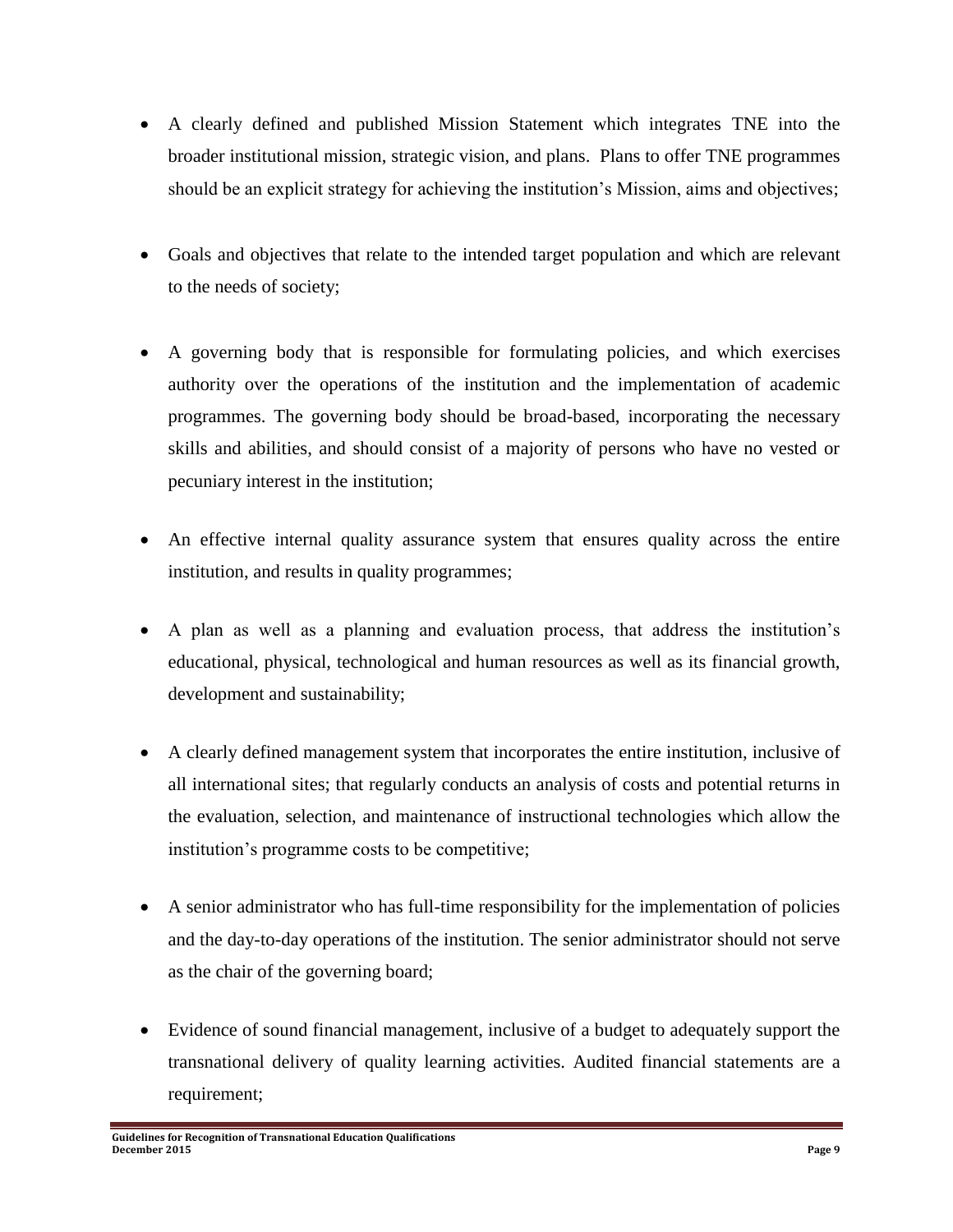- A clearly defined and published Mission Statement which integrates TNE into the broader institutional mission, strategic vision, and plans. Plans to offer TNE programmes should be an explicit strategy for achieving the institution's Mission, aims and objectives;

- Goals and objectives that relate to the intended target population and which are relevant to the needs of society;

- A governing body that is responsible for formulating policies, and which exercises authority over the operations of the institution and the implementation of academic programmes. The governing body should be broad-based, incorporating the necessary skills and abilities, and should consist of a majority of persons who have no vested or pecuniary interest in the institution;

- An effective internal quality assurance system that ensures quality across the entire institution, and results in quality programmes;

- A plan as well as a planning and evaluation process, that address the institution's educational, physical, technological and human resources as well as its financial growth, development and sustainability;

- A clearly defined management system that incorporates the entire institution, inclusive of all international sites; that regularly conducts an analysis of costs and potential returns in the evaluation, selection, and maintenance of instructional technologies which allow the institution's programme costs to be competitive;

- A senior administrator who has full-time responsibility for the implementation of policies and the day-to-day operations of the institution. The senior administrator should not serve as the chair of the governing board;

- Evidence of sound financial management, inclusive of a budget to adequately support the transnational delivery of quality learning activities. Audited financial statements are a requirement;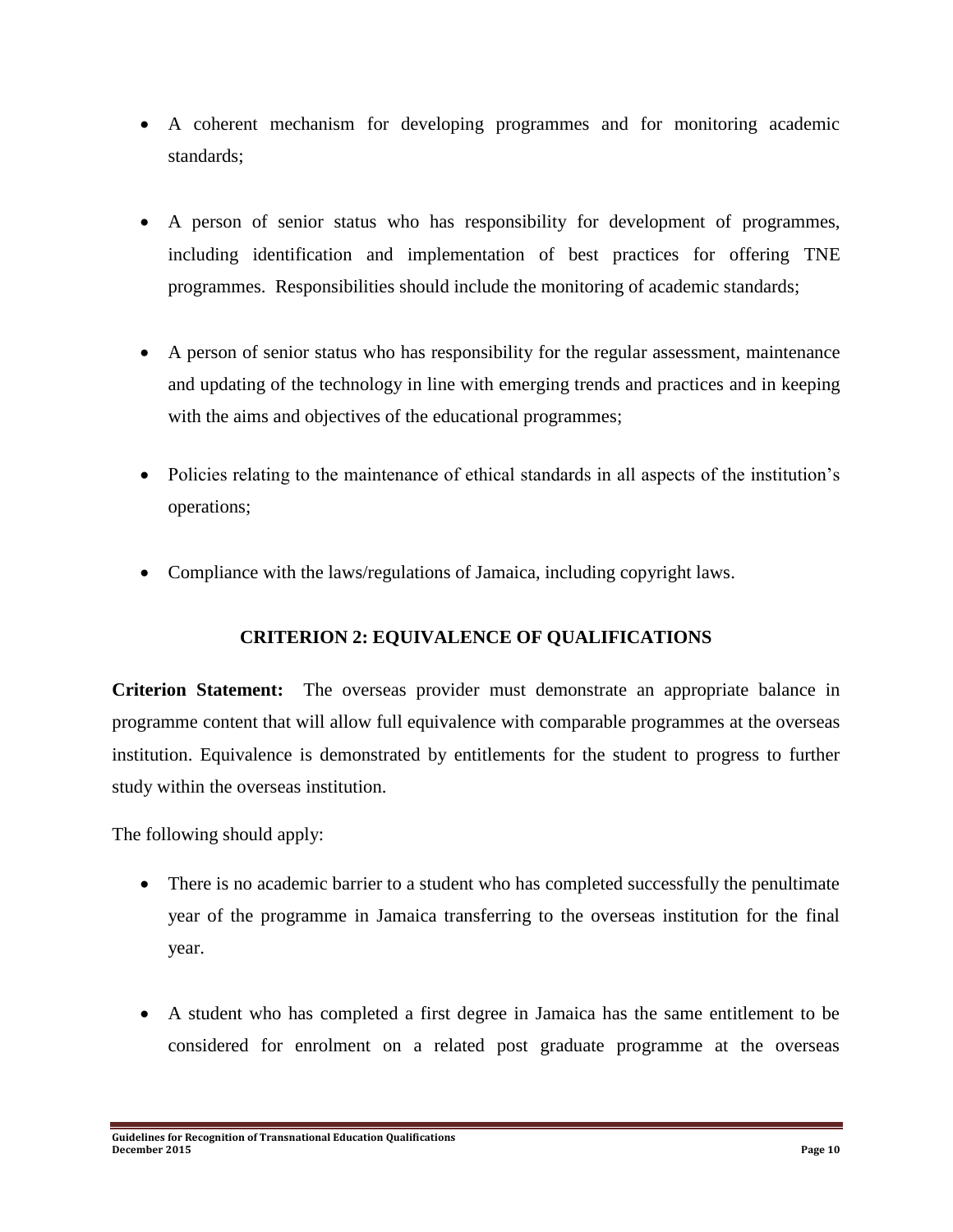- A coherent mechanism for developing programmes and for monitoring academic standards;

- A person of senior status who has responsibility for development of programmes, including identification and implementation of best practices for offering TNE programmes. Responsibilities should include the monitoring of academic standards;

- A person of senior status who has responsibility for the regular assessment, maintenance and updating of the technology in line with emerging trends and practices and in keeping with the aims and objectives of the educational programmes;

- Policies relating to the maintenance of ethical standards in all aspects of the institution's operations;

- Compliance with the laws/regulations of Jamaica, including copyright laws.

## CRITERION 2: EQUIVALENCE OF QUALIFICATIONS

**Criterion Statement:** The overseas provider must demonstrate an appropriate balance in programme content that will allow full equivalence with comparable programmes at the overseas institution. Equivalence is demonstrated by entitlements for the student to progress to further study within the overseas institution.

The following should apply:

- There is no academic barrier to a student who has completed successfully the penultimate year of the programme in Jamaica transferring to the overseas institution for the final year.

- A student who has completed a first degree in Jamaica has the same entitlement to be considered for enrolment on a related post graduate programme at the overseas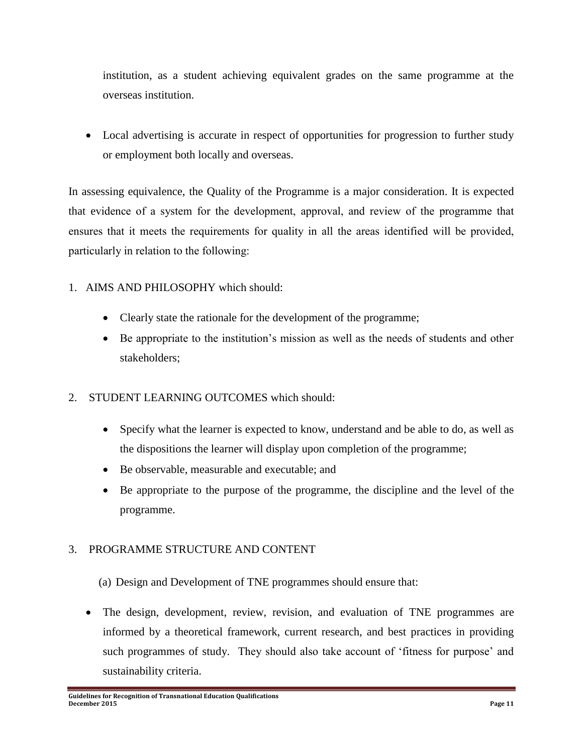institution, as a student achieving equivalent grades on the same programme at the overseas institution.

- Local advertising is accurate in respect of opportunities for progression to further study or employment both locally and overseas.

In assessing equivalence, the Quality of the Programme is a major consideration. It is expected that evidence of a system for the development, approval, and review of the programme that ensures that it meets the requirements for quality in all the areas identified will be provided, particularly in relation to the following:

1. AIMS AND PHILOSOPHY which should:

    - Clearly state the rationale for the development of the programme;
    - Be appropriate to the institution's mission as well as the needs of students and other stakeholders;

2. STUDENT LEARNING OUTCOMES which should:

    - Specify what the learner is expected to know, understand and be able to do, as well as the dispositions the learner will display upon completion of the programme;
    - Be observable, measurable and executable; and
    - Be appropriate to the purpose of the programme, the discipline and the level of the programme.

3. PROGRAMME STRUCTURE AND CONTENT

    (a) Design and Development of TNE programmes should ensure that:

- The design, development, review, revision, and evaluation of TNE programmes are informed by a theoretical framework, current research, and best practices in providing such programmes of study. They should also take account of 'fitness for purpose' and sustainability criteria.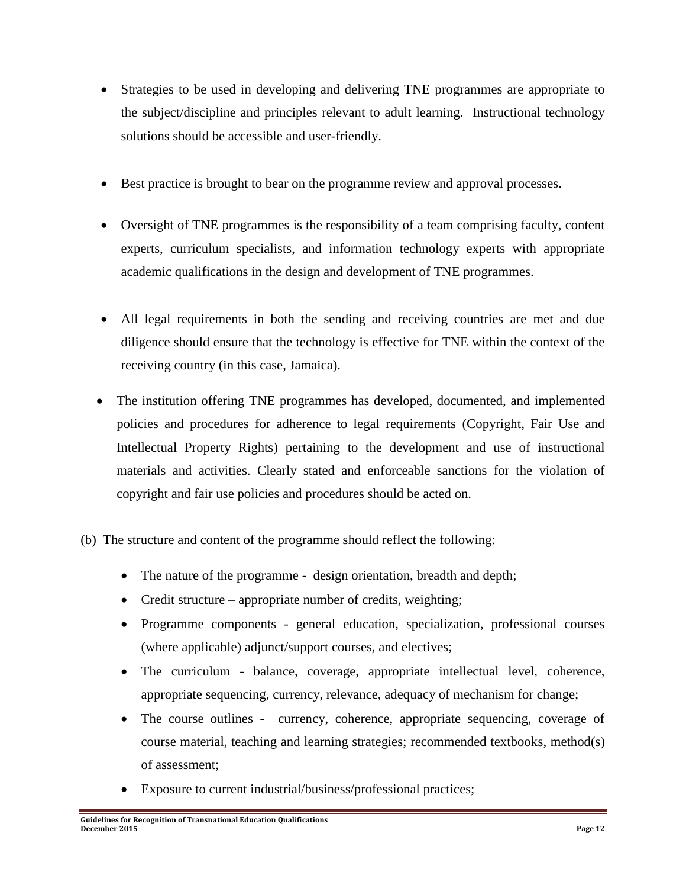- Strategies to be used in developing and delivering TNE programmes are appropriate to the subject/discipline and principles relevant to adult learning. Instructional technology solutions should be accessible and user-friendly.

- Best practice is brought to bear on the programme review and approval processes.

- Oversight of TNE programmes is the responsibility of a team comprising faculty, content experts, curriculum specialists, and information technology experts with appropriate academic qualifications in the design and development of TNE programmes.

- All legal requirements in both the sending and receiving countries are met and due diligence should ensure that the technology is effective for TNE within the context of the receiving country (in this case, Jamaica).

- The institution offering TNE programmes has developed, documented, and implemented policies and procedures for adherence to legal requirements (Copyright, Fair Use and Intellectual Property Rights) pertaining to the development and use of instructional materials and activities. Clearly stated and enforceable sanctions for the violation of copyright and fair use policies and procedures should be acted on.

(b) The structure and content of the programme should reflect the following:

- The nature of the programme - design orientation, breadth and depth;
- Credit structure – appropriate number of credits, weighting;
- Programme components - general education, specialization, professional courses (where applicable) adjunct/support courses, and electives;
- The curriculum - balance, coverage, appropriate intellectual level, coherence, appropriate sequencing, currency, relevance, adequacy of mechanism for change;
- The course outlines - currency, coherence, appropriate sequencing, coverage of course material, teaching and learning strategies; recommended textbooks, method(s) of assessment;
- Exposure to current industrial/business/professional practices;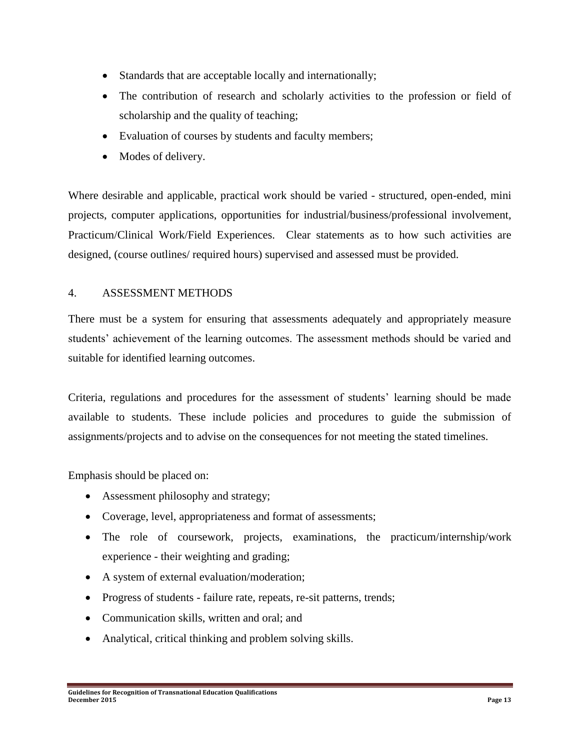- Standards that are acceptable locally and internationally;
- The contribution of research and scholarly activities to the profession or field of scholarship and the quality of teaching;
- Evaluation of courses by students and faculty members;
- Modes of delivery.

Where desirable and applicable, practical work should be varied - structured, open-ended, mini projects, computer applications, opportunities for industrial/business/professional involvement, Practicum/Clinical Work/Field Experiences. Clear statements as to how such activities are designed, (course outlines/ required hours) supervised and assessed must be provided.

## 4. ASSESSMENT METHODS

There must be a system for ensuring that assessments adequately and appropriately measure students' achievement of the learning outcomes. The assessment methods should be varied and suitable for identified learning outcomes.

Criteria, regulations and procedures for the assessment of students' learning should be made available to students. These include policies and procedures to guide the submission of assignments/projects and to advise on the consequences for not meeting the stated timelines.

Emphasis should be placed on:

- Assessment philosophy and strategy;
- Coverage, level, appropriateness and format of assessments;
- The role of coursework, projects, examinations, the practicum/internship/work experience - their weighting and grading;
- A system of external evaluation/moderation;
- Progress of students - failure rate, repeats, re-sit patterns, trends;
- Communication skills, written and oral; and
- Analytical, critical thinking and problem solving skills.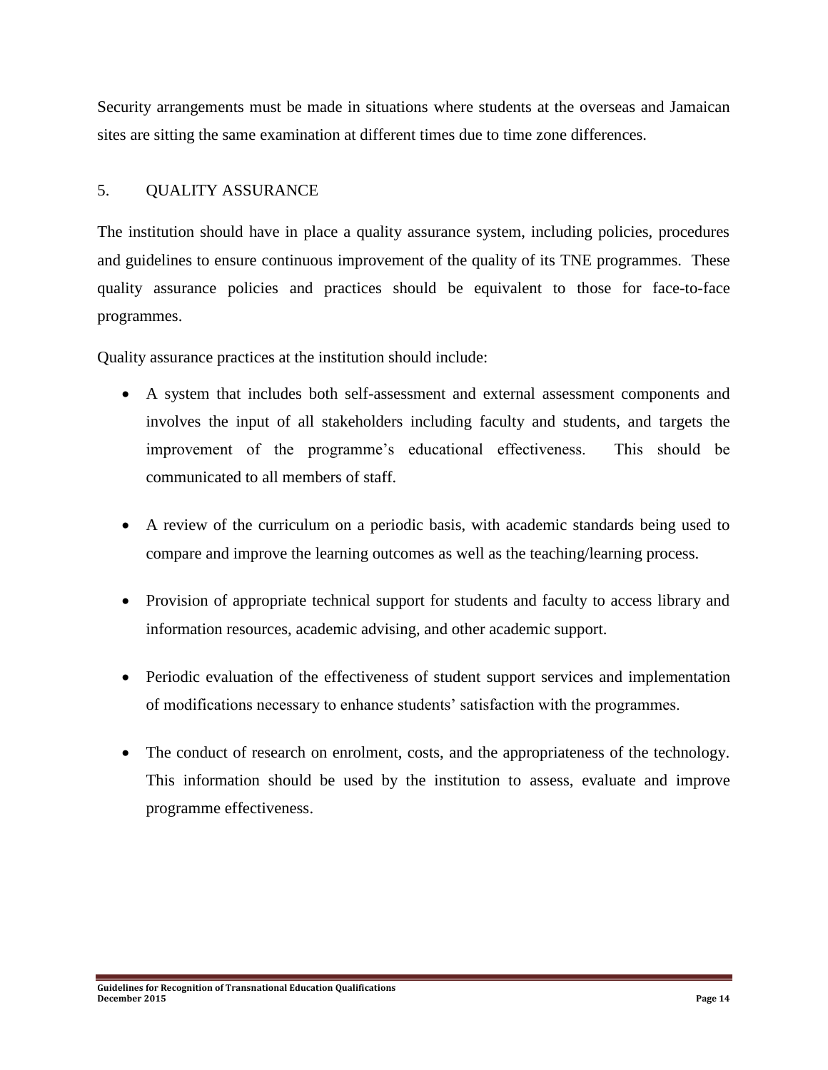Security arrangements must be made in situations where students at the overseas and Jamaican sites are sitting the same examination at different times due to time zone differences.

## 5. QUALITY ASSURANCE

The institution should have in place a quality assurance system, including policies, procedures and guidelines to ensure continuous improvement of the quality of its TNE programmes. These quality assurance policies and practices should be equivalent to those for face-to-face programmes.

Quality assurance practices at the institution should include:

- A system that includes both self-assessment and external assessment components and involves the input of all stakeholders including faculty and students, and targets the improvement of the programme's educational effectiveness. This should be communicated to all members of staff.

- A review of the curriculum on a periodic basis, with academic standards being used to compare and improve the learning outcomes as well as the teaching/learning process.

- Provision of appropriate technical support for students and faculty to access library and information resources, academic advising, and other academic support.

- Periodic evaluation of the effectiveness of student support services and implementation of modifications necessary to enhance students' satisfaction with the programmes.

- The conduct of research on enrolment, costs, and the appropriateness of the technology. This information should be used by the institution to assess, evaluate and improve programme effectiveness.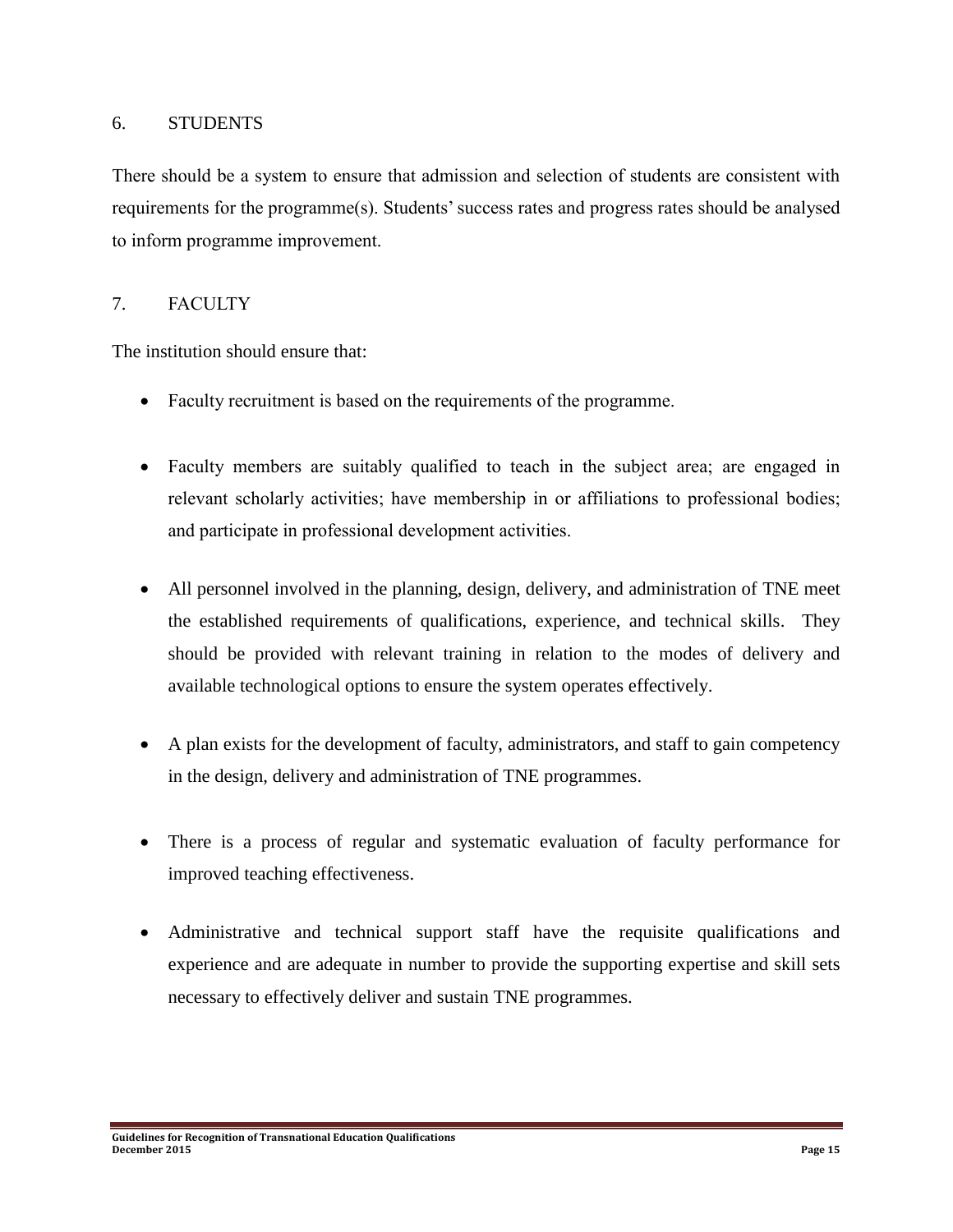## 6. STUDENTS

There should be a system to ensure that admission and selection of students are consistent with requirements for the programme(s). Students' success rates and progress rates should be analysed to inform programme improvement.

## 7. FACULTY

The institution should ensure that:

- Faculty recruitment is based on the requirements of the programme.
- Faculty members are suitably qualified to teach in the subject area; are engaged in relevant scholarly activities; have membership in or affiliations to professional bodies; and participate in professional development activities.
- All personnel involved in the planning, design, delivery, and administration of TNE meet the established requirements of qualifications, experience, and technical skills. They should be provided with relevant training in relation to the modes of delivery and available technological options to ensure the system operates effectively.
- A plan exists for the development of faculty, administrators, and staff to gain competency in the design, delivery and administration of TNE programmes.
- There is a process of regular and systematic evaluation of faculty performance for improved teaching effectiveness.
- Administrative and technical support staff have the requisite qualifications and experience and are adequate in number to provide the supporting expertise and skill sets necessary to effectively deliver and sustain TNE programmes.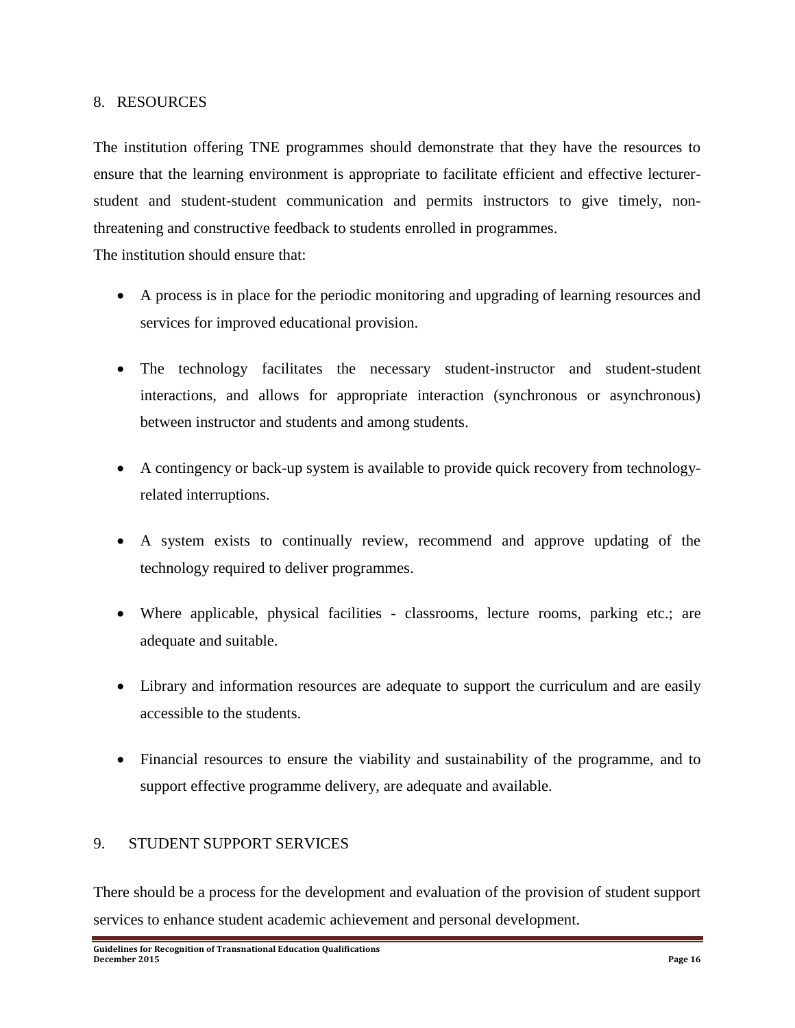## 8. RESOURCES

The institution offering TNE programmes should demonstrate that they have the resources to ensure that the learning environment is appropriate to facilitate efficient and effective lecturer-student and student-student communication and permits instructors to give timely, non-threatening and constructive feedback to students enrolled in programmes.

The institution should ensure that:

- A process is in place for the periodic monitoring and upgrading of learning resources and services for improved educational provision.
- The technology facilitates the necessary student-instructor and student-student interactions, and allows for appropriate interaction (synchronous or asynchronous) between instructor and students and among students.
- A contingency or back-up system is available to provide quick recovery from technology-related interruptions.
- A system exists to continually review, recommend and approve updating of the technology required to deliver programmes.
- Where applicable, physical facilities - classrooms, lecture rooms, parking etc.; are adequate and suitable.
- Library and information resources are adequate to support the curriculum and are easily accessible to the students.
- Financial resources to ensure the viability and sustainability of the programme, and to support effective programme delivery, are adequate and available.

## 9. STUDENT SUPPORT SERVICES

There should be a process for the development and evaluation of the provision of student support services to enhance student academic achievement and personal development.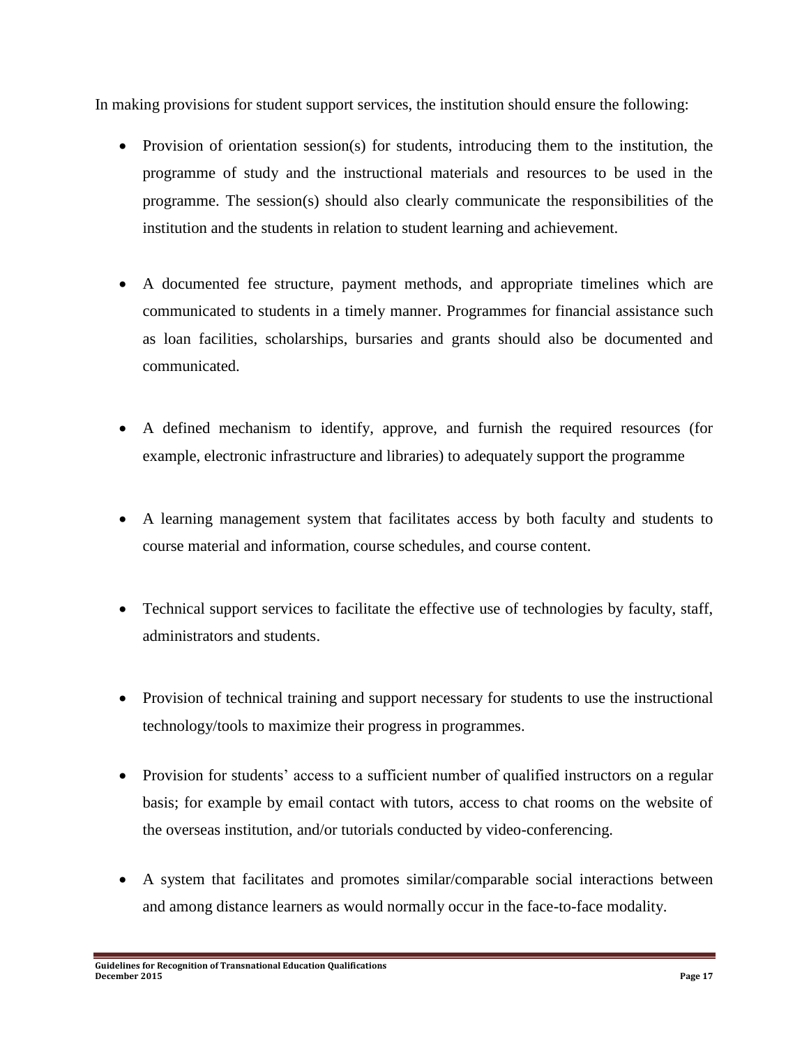In making provisions for student support services, the institution should ensure the following:

- Provision of orientation session(s) for students, introducing them to the institution, the programme of study and the instructional materials and resources to be used in the programme. The session(s) should also clearly communicate the responsibilities of the institution and the students in relation to student learning and achievement.

- A documented fee structure, payment methods, and appropriate timelines which are communicated to students in a timely manner. Programmes for financial assistance such as loan facilities, scholarships, bursaries and grants should also be documented and communicated.

- A defined mechanism to identify, approve, and furnish the required resources (for example, electronic infrastructure and libraries) to adequately support the programme

- A learning management system that facilitates access by both faculty and students to course material and information, course schedules, and course content.

- Technical support services to facilitate the effective use of technologies by faculty, staff, administrators and students.

- Provision of technical training and support necessary for students to use the instructional technology/tools to maximize their progress in programmes.

- Provision for students' access to a sufficient number of qualified instructors on a regular basis; for example by email contact with tutors, access to chat rooms on the website of the overseas institution, and/or tutorials conducted by video-conferencing.

- A system that facilitates and promotes similar/comparable social interactions between and among distance learners as would normally occur in the face-to-face modality.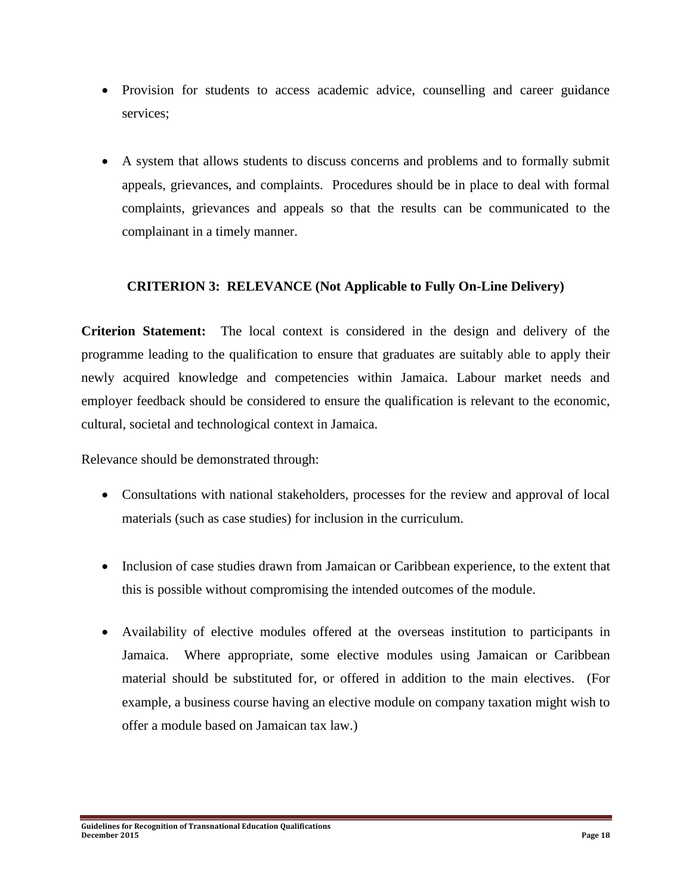- Provision for students to access academic advice, counselling and career guidance services;

- A system that allows students to discuss concerns and problems and to formally submit appeals, grievances, and complaints. Procedures should be in place to deal with formal complaints, grievances and appeals so that the results can be communicated to the complainant in a timely manner.

## CRITERION 3: RELEVANCE (Not Applicable to Fully On-Line Delivery)

**Criterion Statement:** The local context is considered in the design and delivery of the programme leading to the qualification to ensure that graduates are suitably able to apply their newly acquired knowledge and competencies within Jamaica. Labour market needs and employer feedback should be considered to ensure the qualification is relevant to the economic, cultural, societal and technological context in Jamaica.

Relevance should be demonstrated through:

- Consultations with national stakeholders, processes for the review and approval of local materials (such as case studies) for inclusion in the curriculum.

- Inclusion of case studies drawn from Jamaican or Caribbean experience, to the extent that this is possible without compromising the intended outcomes of the module.

- Availability of elective modules offered at the overseas institution to participants in Jamaica. Where appropriate, some elective modules using Jamaican or Caribbean material should be substituted for, or offered in addition to the main electives. (For example, a business course having an elective module on company taxation might wish to offer a module based on Jamaican tax law.)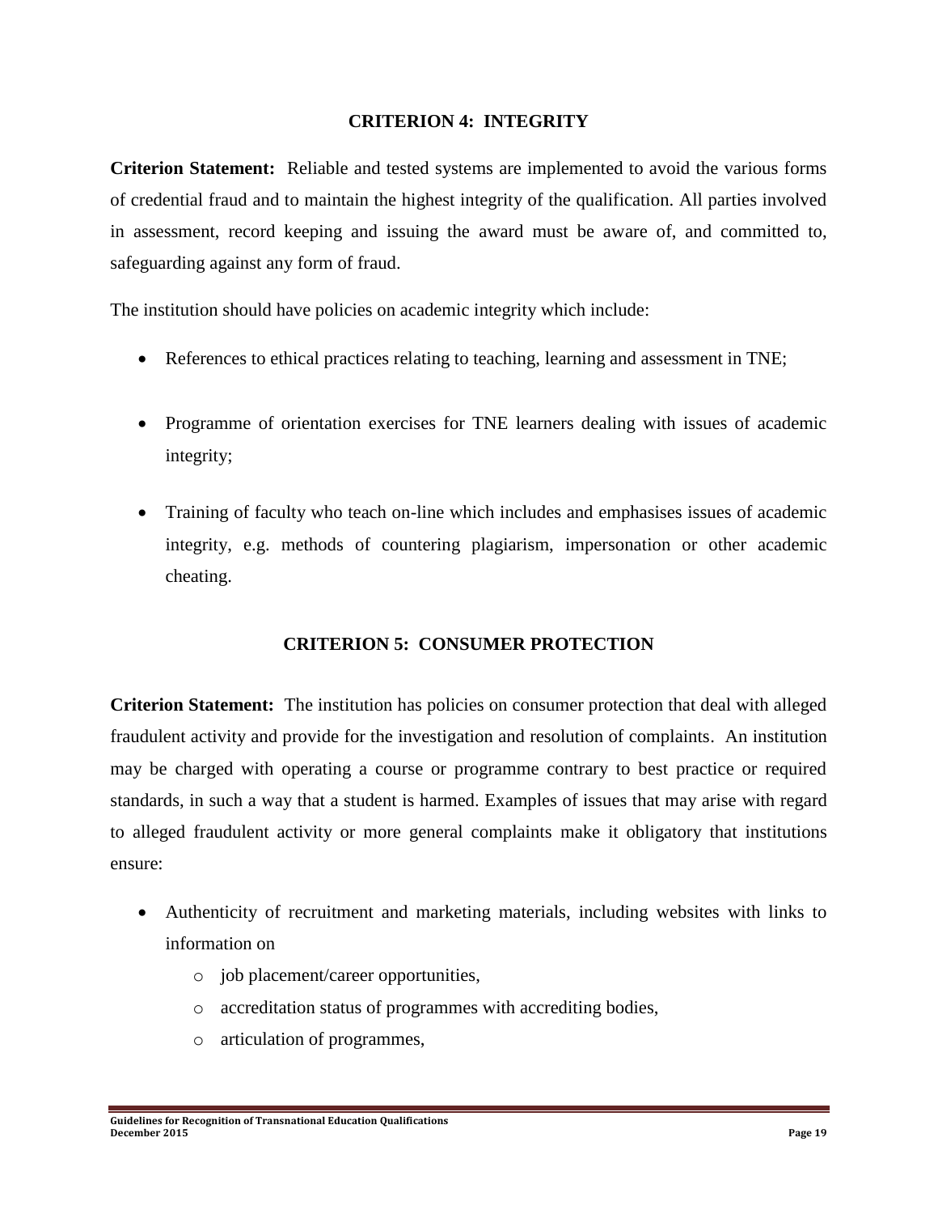## CRITERION 4: INTEGRITY

**Criterion Statement:** Reliable and tested systems are implemented to avoid the various forms of credential fraud and to maintain the highest integrity of the qualification. All parties involved in assessment, record keeping and issuing the award must be aware of, and committed to, safeguarding against any form of fraud.

The institution should have policies on academic integrity which include:

- References to ethical practices relating to teaching, learning and assessment in TNE;
- Programme of orientation exercises for TNE learners dealing with issues of academic integrity;
- Training of faculty who teach on-line which includes and emphasises issues of academic integrity, e.g. methods of countering plagiarism, impersonation or other academic cheating.

## CRITERION 5: CONSUMER PROTECTION

**Criterion Statement:** The institution has policies on consumer protection that deal with alleged fraudulent activity and provide for the investigation and resolution of complaints. An institution may be charged with operating a course or programme contrary to best practice or required standards, in such a way that a student is harmed. Examples of issues that may arise with regard to alleged fraudulent activity or more general complaints make it obligatory that institutions ensure:

- Authenticity of recruitment and marketing materials, including websites with links to information on
  - job placement/career opportunities,
  - accreditation status of programmes with accrediting bodies,
  - articulation of programmes,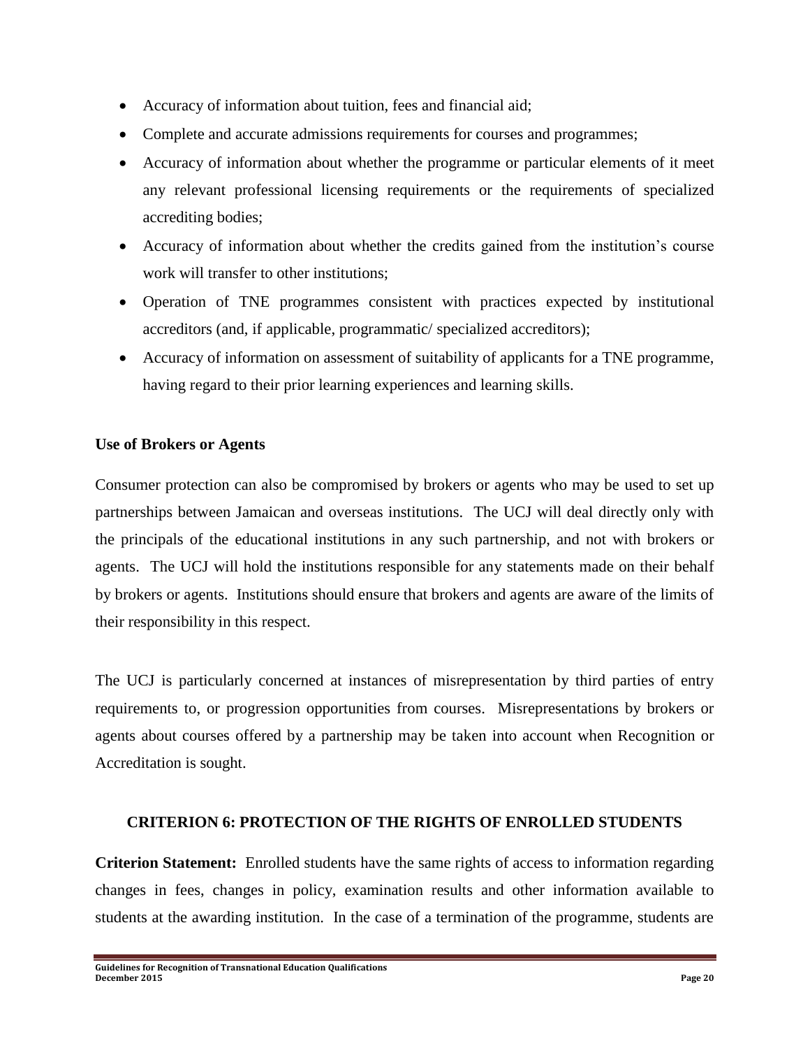- Accuracy of information about tuition, fees and financial aid;
- Complete and accurate admissions requirements for courses and programmes;
- Accuracy of information about whether the programme or particular elements of it meet any relevant professional licensing requirements or the requirements of specialized accrediting bodies;
- Accuracy of information about whether the credits gained from the institution's course work will transfer to other institutions;
- Operation of TNE programmes consistent with practices expected by institutional accreditors (and, if applicable, programmatic/ specialized accreditors);
- Accuracy of information on assessment of suitability of applicants for a TNE programme, having regard to their prior learning experiences and learning skills.

**Use of Brokers or Agents**

Consumer protection can also be compromised by brokers or agents who may be used to set up partnerships between Jamaican and overseas institutions. The UCJ will deal directly only with the principals of the educational institutions in any such partnership, and not with brokers or agents. The UCJ will hold the institutions responsible for any statements made on their behalf by brokers or agents. Institutions should ensure that brokers and agents are aware of the limits of their responsibility in this respect.

The UCJ is particularly concerned at instances of misrepresentation by third parties of entry requirements to, or progression opportunities from courses. Misrepresentations by brokers or agents about courses offered by a partnership may be taken into account when Recognition or Accreditation is sought.

## CRITERION 6: PROTECTION OF THE RIGHTS OF ENROLLED STUDENTS

**Criterion Statement:** Enrolled students have the same rights of access to information regarding changes in fees, changes in policy, examination results and other information available to students at the awarding institution. In the case of a termination of the programme, students are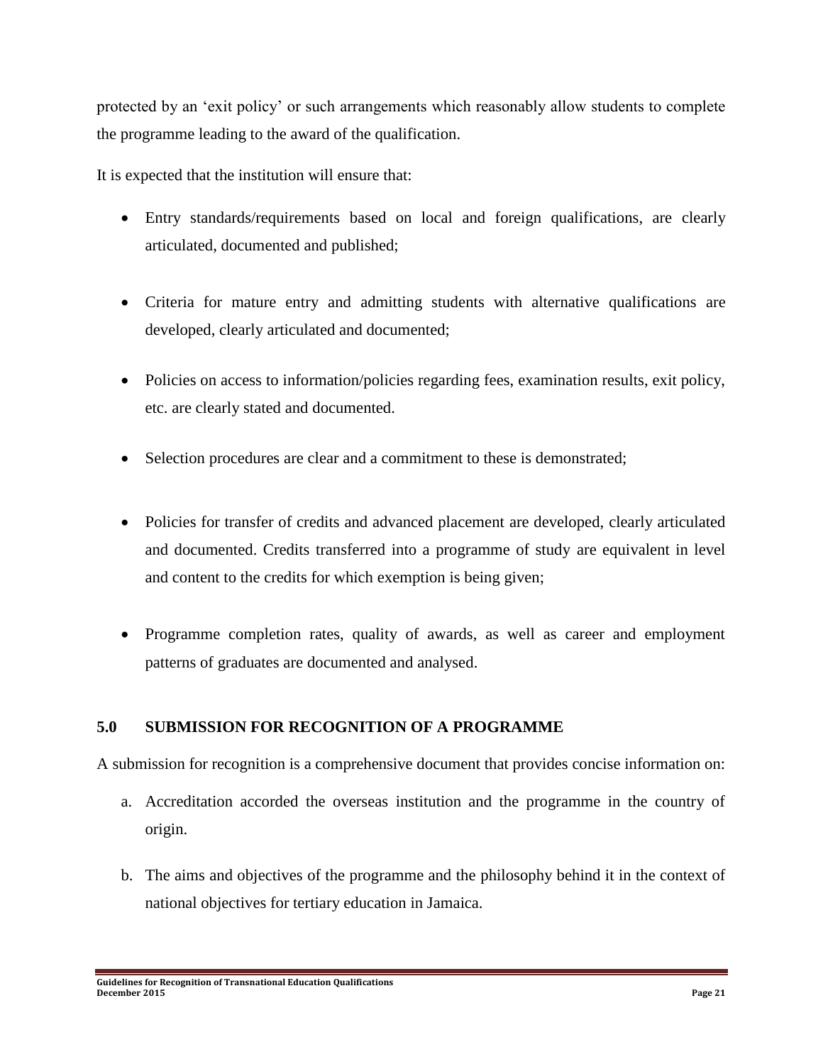protected by an 'exit policy' or such arrangements which reasonably allow students to complete the programme leading to the award of the qualification.

It is expected that the institution will ensure that:

- Entry standards/requirements based on local and foreign qualifications, are clearly articulated, documented and published;
- Criteria for mature entry and admitting students with alternative qualifications are developed, clearly articulated and documented;
- Policies on access to information/policies regarding fees, examination results, exit policy, etc. are clearly stated and documented.
- Selection procedures are clear and a commitment to these is demonstrated;
- Policies for transfer of credits and advanced placement are developed, clearly articulated and documented. Credits transferred into a programme of study are equivalent in level and content to the credits for which exemption is being given;
- Programme completion rates, quality of awards, as well as career and employment patterns of graduates are documented and analysed.

## 5.0 SUBMISSION FOR RECOGNITION OF A PROGRAMME

A submission for recognition is a comprehensive document that provides concise information on:

a. Accreditation accorded the overseas institution and the programme in the country of origin.

b. The aims and objectives of the programme and the philosophy behind it in the context of national objectives for tertiary education in Jamaica.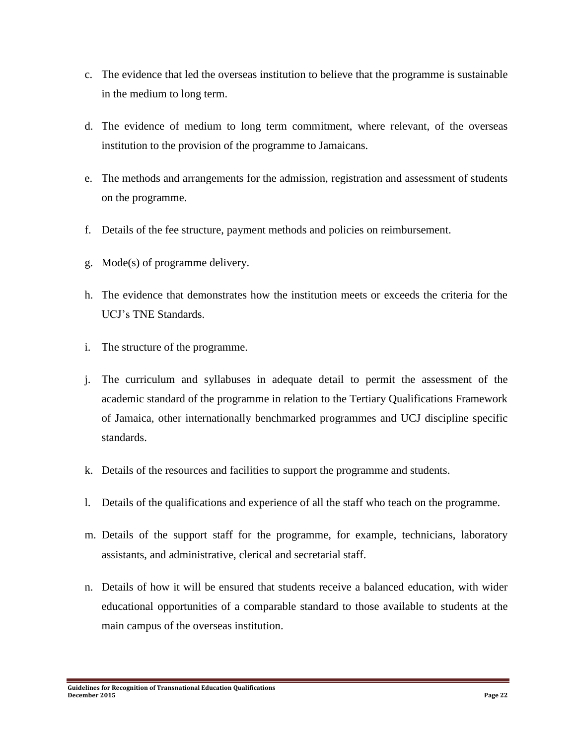c. The evidence that led the overseas institution to believe that the programme is sustainable in the medium to long term.

d. The evidence of medium to long term commitment, where relevant, of the overseas institution to the provision of the programme to Jamaicans.

e. The methods and arrangements for the admission, registration and assessment of students on the programme.

f. Details of the fee structure, payment methods and policies on reimbursement.

g. Mode(s) of programme delivery.

h. The evidence that demonstrates how the institution meets or exceeds the criteria for the UCJ's TNE Standards.

i. The structure of the programme.

j. The curriculum and syllabuses in adequate detail to permit the assessment of the academic standard of the programme in relation to the Tertiary Qualifications Framework of Jamaica, other internationally benchmarked programmes and UCJ discipline specific standards.

k. Details of the resources and facilities to support the programme and students.

l. Details of the qualifications and experience of all the staff who teach on the programme.

m. Details of the support staff for the programme, for example, technicians, laboratory assistants, and administrative, clerical and secretarial staff.

n. Details of how it will be ensured that students receive a balanced education, with wider educational opportunities of a comparable standard to those available to students at the main campus of the overseas institution.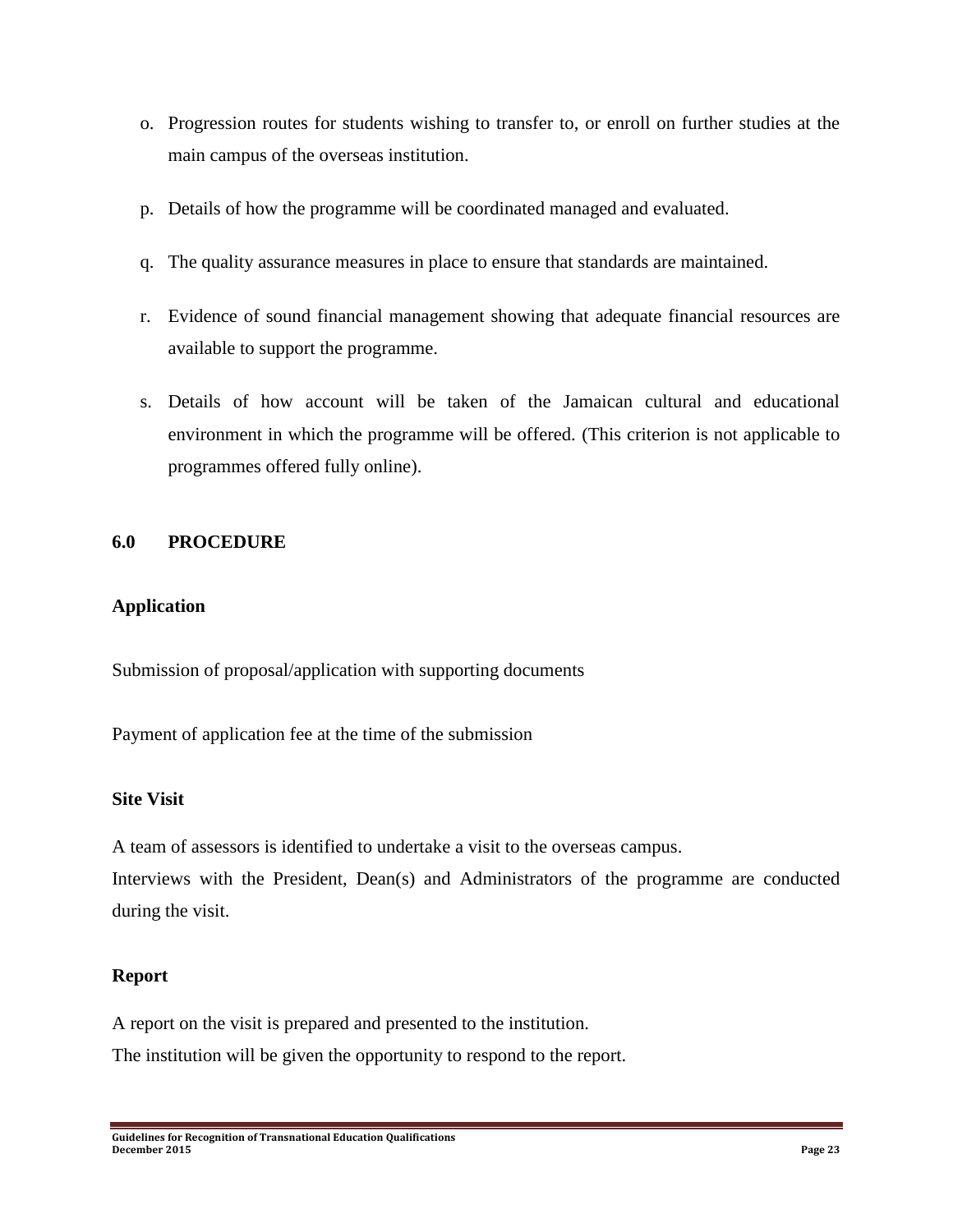o. Progression routes for students wishing to transfer to, or enroll on further studies at the main campus of the overseas institution.

p. Details of how the programme will be coordinated managed and evaluated.

q. The quality assurance measures in place to ensure that standards are maintained.

r. Evidence of sound financial management showing that adequate financial resources are available to support the programme.

s. Details of how account will be taken of the Jamaican cultural and educational environment in which the programme will be offered. (This criterion is not applicable to programmes offered fully online).

## 6.0 PROCEDURE

**Application**

Submission of proposal/application with supporting documents

Payment of application fee at the time of the submission

**Site Visit**

A team of assessors is identified to undertake a visit to the overseas campus.
Interviews with the President, Dean(s) and Administrators of the programme are conducted during the visit.

**Report**

A report on the visit is prepared and presented to the institution.
The institution will be given the opportunity to respond to the report.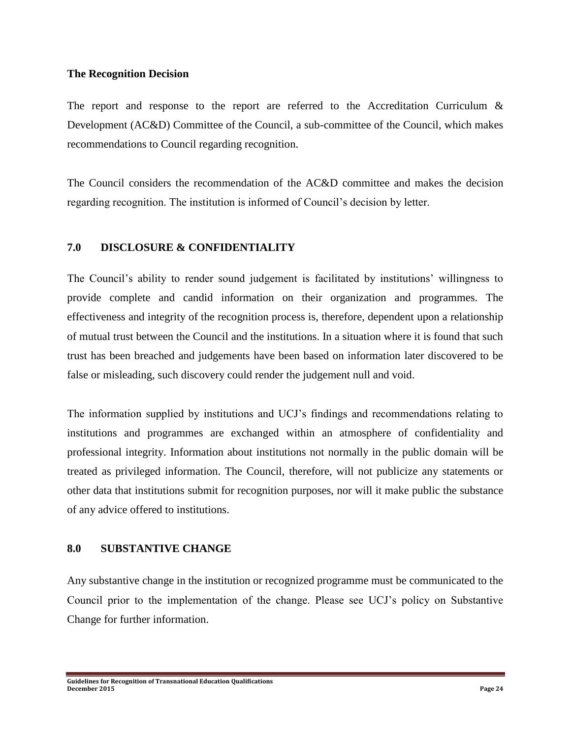**The Recognition Decision**

The report and response to the report are referred to the Accreditation Curriculum & Development (AC&D) Committee of the Council, a sub-committee of the Council, which makes recommendations to Council regarding recognition.

The Council considers the recommendation of the AC&D committee and makes the decision regarding recognition. The institution is informed of Council's decision by letter.

## 7.0 DISCLOSURE & CONFIDENTIALITY

The Council's ability to render sound judgement is facilitated by institutions' willingness to provide complete and candid information on their organization and programmes. The effectiveness and integrity of the recognition process is, therefore, dependent upon a relationship of mutual trust between the Council and the institutions. In a situation where it is found that such trust has been breached and judgements have been based on information later discovered to be false or misleading, such discovery could render the judgement null and void.

The information supplied by institutions and UCJ's findings and recommendations relating to institutions and programmes are exchanged within an atmosphere of confidentiality and professional integrity. Information about institutions not normally in the public domain will be treated as privileged information. The Council, therefore, will not publicize any statements or other data that institutions submit for recognition purposes, nor will it make public the substance of any advice offered to institutions.

## 8.0 SUBSTANTIVE CHANGE

Any substantive change in the institution or recognized programme must be communicated to the Council prior to the implementation of the change. Please see UCJ's policy on Substantive Change for further information.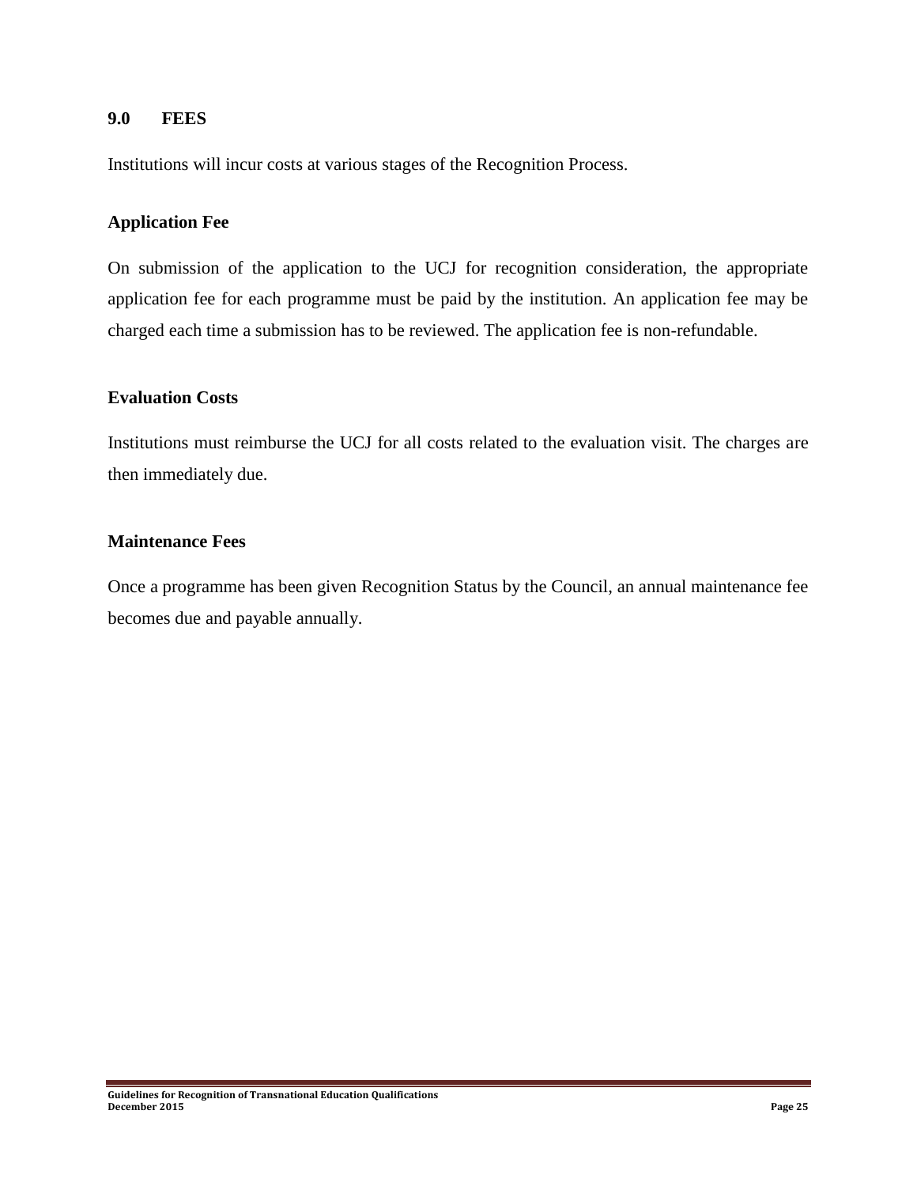## 9.0 FEES

Institutions will incur costs at various stages of the Recognition Process.

### Application Fee

On submission of the application to the UCJ for recognition consideration, the appropriate application fee for each programme must be paid by the institution. An application fee may be charged each time a submission has to be reviewed. The application fee is non-refundable.

### Evaluation Costs

Institutions must reimburse the UCJ for all costs related to the evaluation visit. The charges are then immediately due.

### Maintenance Fees

Once a programme has been given Recognition Status by the Council, an annual maintenance fee becomes due and payable annually.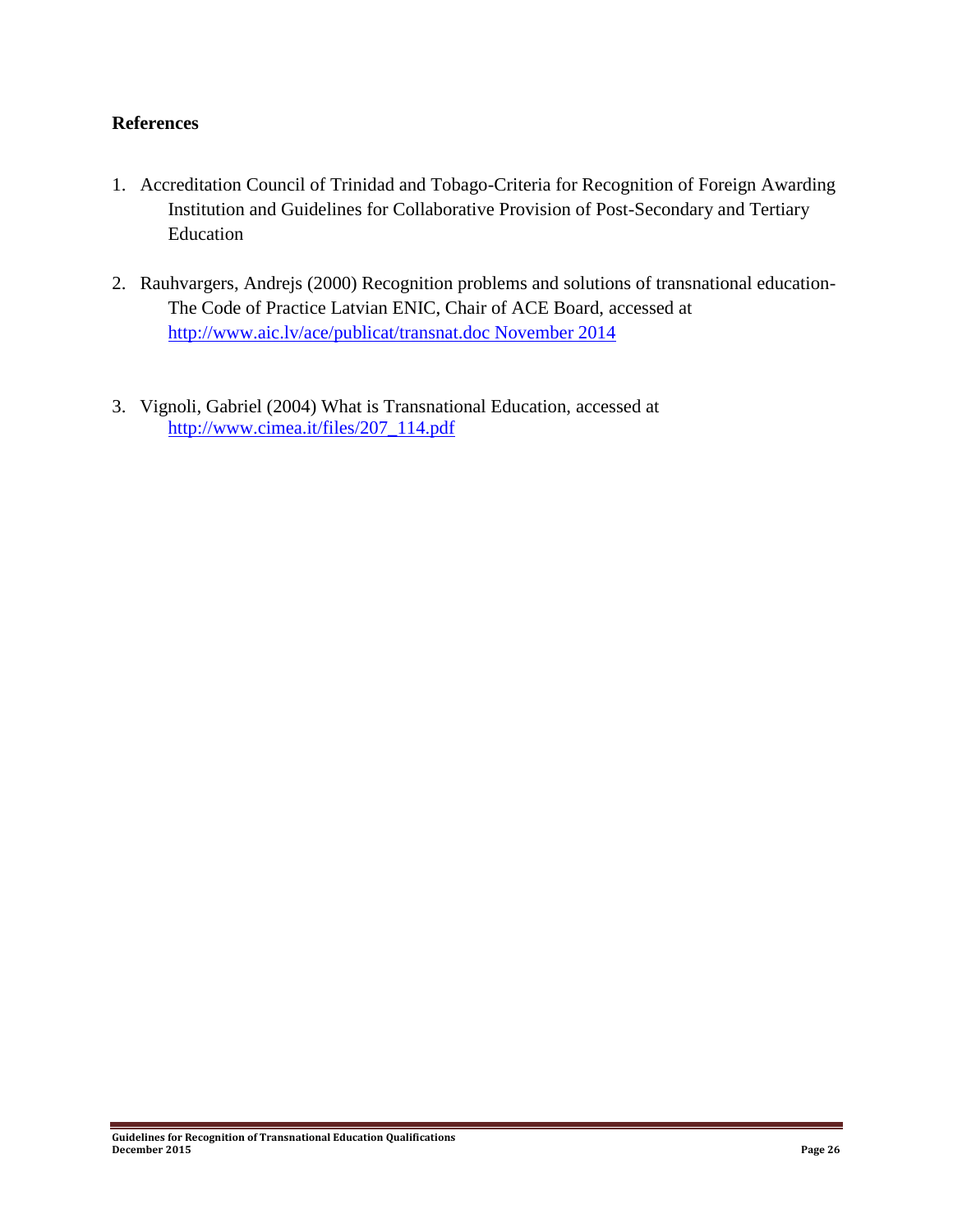**References**

1. Accreditation Council of Trinidad and Tobago-Criteria for Recognition of Foreign Awarding Institution and Guidelines for Collaborative Provision of Post-Secondary and Tertiary Education

2. Rauhvargers, Andrejs (2000) Recognition problems and solutions of transnational education-The Code of Practice Latvian ENIC, Chair of ACE Board, accessed at http://www.aic.lv/ace/publicat/transnat.doc November 2014

3. Vignoli, Gabriel (2004) What is Transnational Education, accessed at http://www.cimea.it/files/207_114.pdf